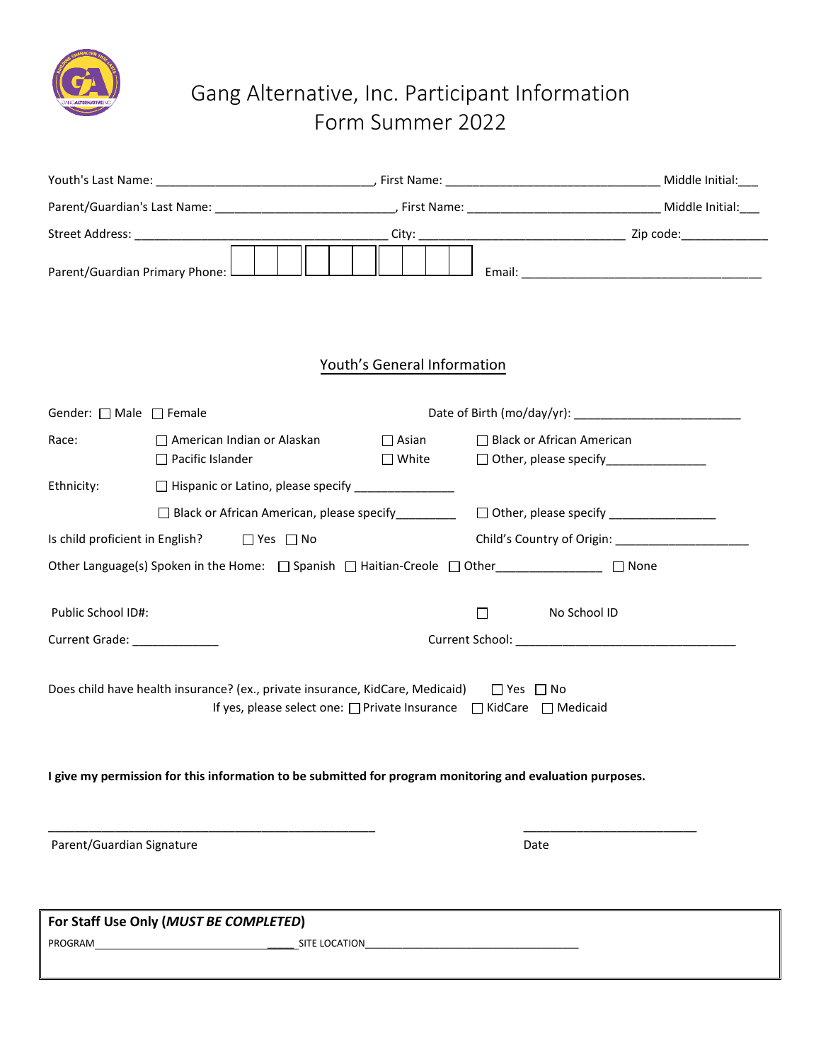# Gang Alternative, Inc. Participant Information Form Summer 2022

Youth's Last Name: ________________________________, First Name: _______________________________ Middle Initial:___

Parent/Guardian's Last Name: __________________________, First Name: _____________________________ Middle Initial:___

Street Address: _____________________________________ City: ______________________________ Zip code:_____________

Parent/Guardian Primary Phone: ☐☐☐ ☐☐☐ ☐☐☐☐ Email: ____________________________________

## Youth's General Information

Gender: ☐ Male ☐ Female

Date of Birth (mo/day/yr): ________________________

Race: ☐ American Indian or Alaskan ☐ Asian ☐ Black or African American ☐ Pacific Islander ☐ White ☐ Other, please specify_______________

Ethnicity: ☐ Hispanic or Latino, please specify _______________ ☐ Black or African American, please specify_________ ☐ Other, please specify ________________

Is child proficient in English? ☐ Yes ☐ No

Child's Country of Origin: ____________________

Other Language(s) Spoken in the Home: ☐ Spanish ☐ Haitian-Creole ☐ Other________________ ☐ None

Public School ID#: ☐ No School ID

Current Grade: _____________

Current School: __________________________________

Does child have health insurance? (ex., private insurance, KidCare, Medicaid) ☐ Yes ☐ No

If yes, please select one: ☐ Private Insurance ☐ KidCare ☐ Medicaid

**I give my permission for this information to be submitted for program monitoring and evaluation purposes.**

_______________________________________________ Parent/Guardian Signature

__________________________ Date

**For Staff Use Only (*MUST BE COMPLETED*)**

PROGRAM_____________________________________ SITE LOCATION______________________________________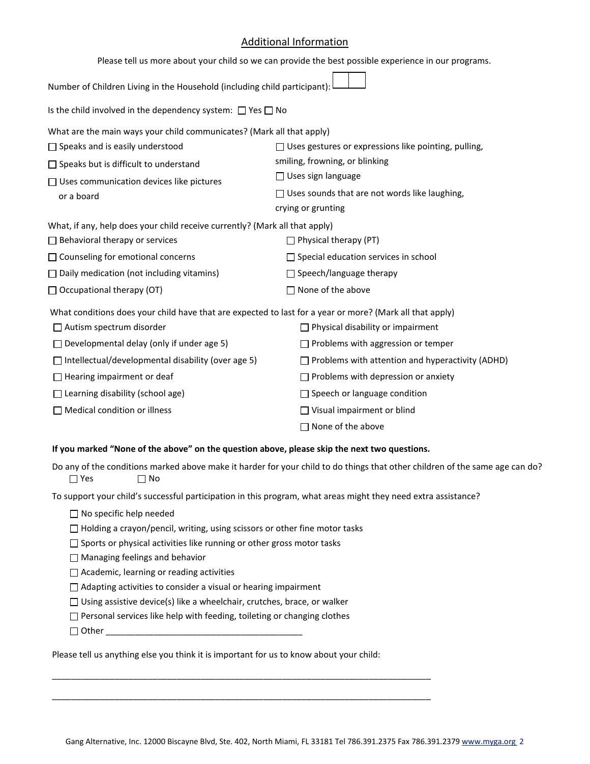## Additional Information

Please tell us more about your child so we can provide the best possible experience in our programs.

Number of Children Living in the Household (including child participant): ☐☐

Is the child involved in the dependency system: ☐ Yes ☐ No

What are the main ways your child communicates? (Mark all that apply)

- ☐ Speaks and is easily understood
- ☐ Speaks but is difficult to understand
- ☐ Uses communication devices like pictures or a board
- ☐ Uses gestures or expressions like pointing, pulling, smiling, frowning, or blinking
- ☐ Uses sign language
- ☐ Uses sounds that are not words like laughing, crying or grunting

What, if any, help does your child receive currently? (Mark all that apply)

- ☐ Behavioral therapy or services
- ☐ Counseling for emotional concerns
- ☐ Daily medication (not including vitamins)
- ☐ Occupational therapy (OT)
- ☐ Physical therapy (PT)
- ☐ Special education services in school
- ☐ Speech/language therapy
- ☐ None of the above

What conditions does your child have that are expected to last for a year or more? (Mark all that apply)

- ☐ Autism spectrum disorder
- ☐ Developmental delay (only if under age 5)
- ☐ Intellectual/developmental disability (over age 5)
- ☐ Hearing impairment or deaf
- ☐ Learning disability (school age)
- ☐ Medical condition or illness
- ☐ Physical disability or impairment
- ☐ Problems with aggression or temper
- ☐ Problems with attention and hyperactivity (ADHD)
- ☐ Problems with depression or anxiety
- ☐ Speech or language condition
- ☐ Visual impairment or blind
- ☐ None of the above

**If you marked "None of the above" on the question above, please skip the next two questions.**

Do any of the conditions marked above make it harder for your child to do things that other children of the same age can do?
☐ Yes ☐ No

To support your child's successful participation in this program, what areas might they need extra assistance?

- ☐ No specific help needed
- ☐ Holding a crayon/pencil, writing, using scissors or other fine motor tasks
- ☐ Sports or physical activities like running or other gross motor tasks
- ☐ Managing feelings and behavior
- ☐ Academic, learning or reading activities
- ☐ Adapting activities to consider a visual or hearing impairment
- ☐ Using assistive device(s) like a wheelchair, crutches, brace, or walker
- ☐ Personal services like help with feeding, toileting or changing clothes
- ☐ Other _________________________________________

Please tell us anything else you think it is important for us to know about your child:

_______________________________________________________________________________

_______________________________________________________________________________

Gang Alternative, Inc. 12000 Biscayne Blvd, Ste. 402, North Miami, FL 33181 Tel 786.391.2375 Fax 786.391.2379 www.myga.org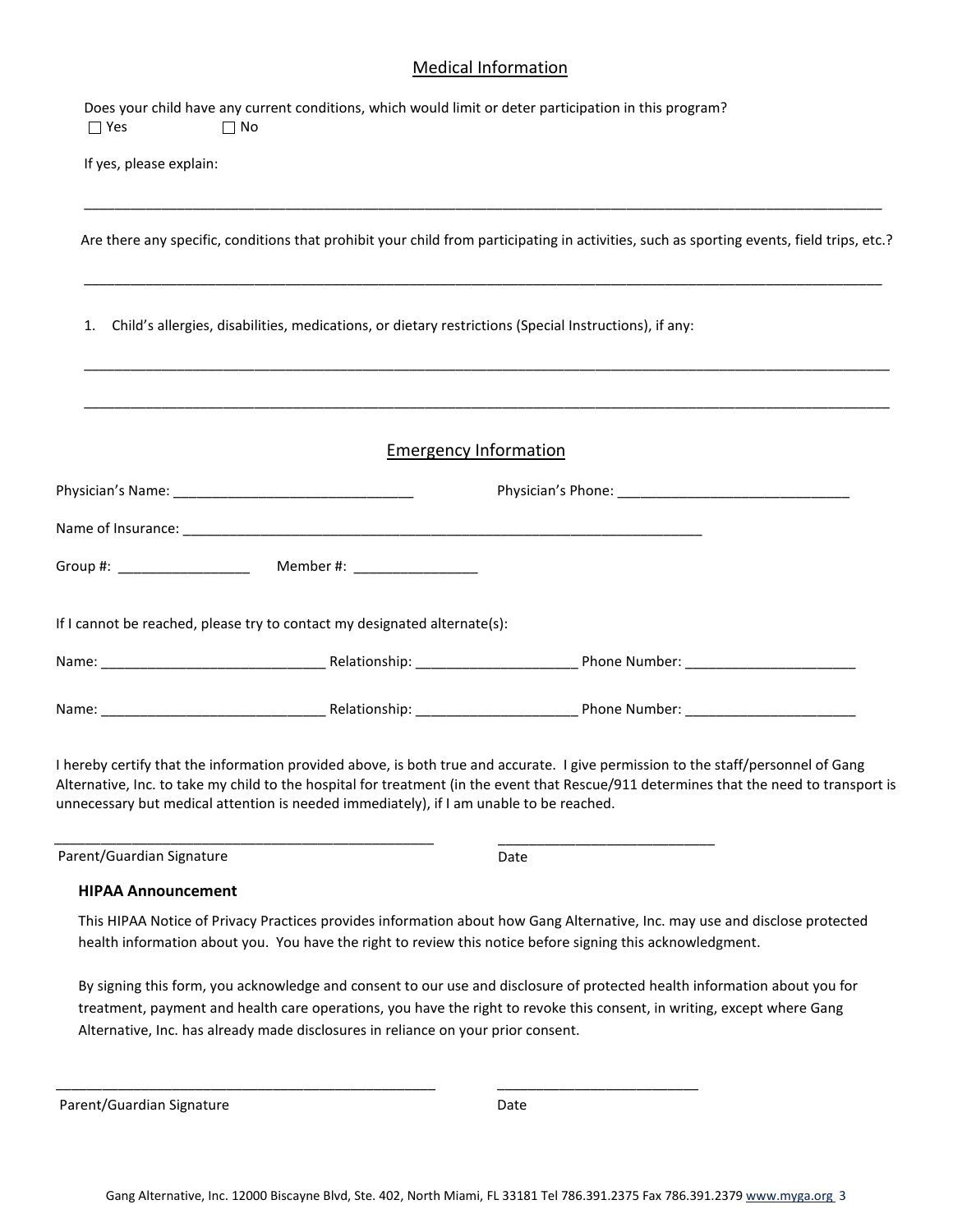## Medical Information

Does your child have any current conditions, which would limit or deter participation in this program?

☐ Yes ☐ No

If yes, please explain:

_______________________________________________________________________________________________

Are there any specific, conditions that prohibit your child from participating in activities, such as sporting events, field trips, etc.?

_______________________________________________________________________________________________

1. Child's allergies, disabilities, medications, or dietary restrictions (Special Instructions), if any:

_______________________________________________________________________________________________

_______________________________________________________________________________________________

## Emergency Information

Physician's Name: _______________________________ Physician's Phone: ______________________________

Name of Insurance: _____________________________________________________________________

Group #: _________________ Member #: ________________

If I cannot be reached, please try to contact my designated alternate(s):

Name: _____________________________ Relationship: _____________________ Phone Number: ______________________

Name: _____________________________ Relationship: _____________________ Phone Number: ______________________

I hereby certify that the information provided above, is both true and accurate. I give permission to the staff/personnel of Gang Alternative, Inc. to take my child to the hospital for treatment (in the event that Rescue/911 determines that the need to transport is unnecessary but medical attention is needed immediately), if I am unable to be reached.

_________________________________________________ ____________________________

Parent/Guardian Signature Date

### HIPAA Announcement

This HIPAA Notice of Privacy Practices provides information about how Gang Alternative, Inc. may use and disclose protected health information about you. You have the right to review this notice before signing this acknowledgment.

By signing this form, you acknowledge and consent to our use and disclosure of protected health information about you for treatment, payment and health care operations, you have the right to revoke this consent, in writing, except where Gang Alternative, Inc. has already made disclosures in reliance on your prior consent.

_________________________________________________ __________________________

Parent/Guardian Signature Date

Gang Alternative, Inc. 12000 Biscayne Blvd, Ste. 402, North Miami, FL 33181 Tel 786.391.2375 Fax 786.391.2379 www.myga.org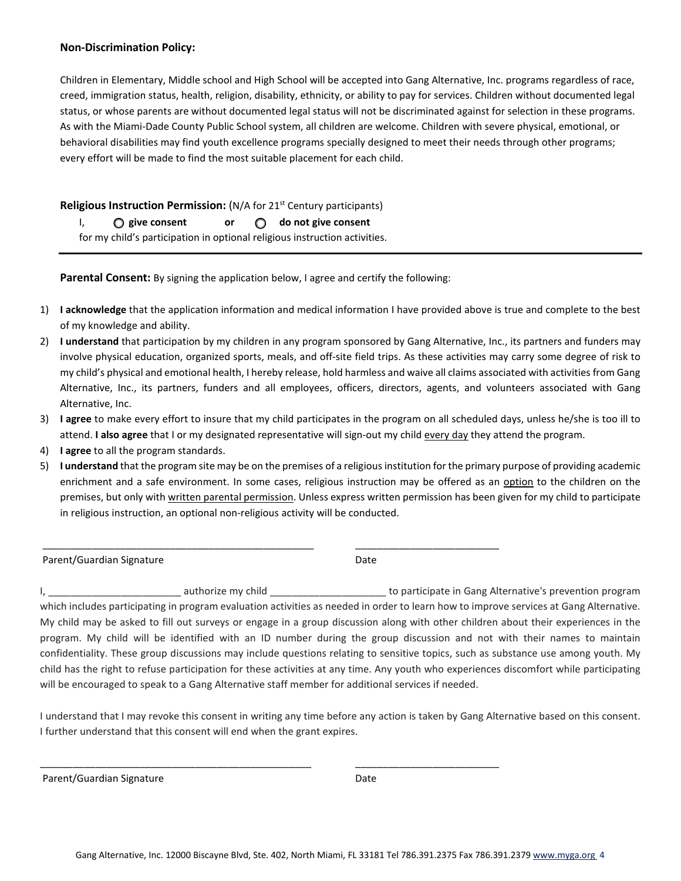**Non-Discrimination Policy:**

Children in Elementary, Middle school and High School will be accepted into Gang Alternative, Inc. programs regardless of race, creed, immigration status, health, religion, disability, ethnicity, or ability to pay for services. Children without documented legal status, or whose parents are without documented legal status will not be discriminated against for selection in these programs. As with the Miami-Dade County Public School system, all children are welcome. Children with severe physical, emotional, or behavioral disabilities may find youth excellence programs specially designed to meet their needs through other programs; every effort will be made to find the most suitable placement for each child.

**Religious Instruction Permission:** (N/A for 21st Century participants)

I, ○ **give consent** **or** ○ **do not give consent** for my child's participation in optional religious instruction activities.

---

**Parental Consent:** By signing the application below, I agree and certify the following:

1) **I acknowledge** that the application information and medical information I have provided above is true and complete to the best of my knowledge and ability.
2) **I understand** that participation by my children in any program sponsored by Gang Alternative, Inc., its partners and funders may involve physical education, organized sports, meals, and off-site field trips. As these activities may carry some degree of risk to my child's physical and emotional health, I hereby release, hold harmless and waive all claims associated with activities from Gang Alternative, Inc., its partners, funders and all employees, officers, directors, agents, and volunteers associated with Gang Alternative, Inc.
3) **I agree** to make every effort to insure that my child participates in the program on all scheduled days, unless he/she is too ill to attend. **I also agree** that I or my designated representative will sign-out my child every day they attend the program.
4) **I agree** to all the program standards.
5) **I understand** that the program site may be on the premises of a religious institution for the primary purpose of providing academic enrichment and a safe environment. In some cases, religious instruction may be offered as an option to the children on the premises, but only with written parental permission. Unless express written permission has been given for my child to participate in religious instruction, an optional non-religious activity will be conducted.

_______________________________________________ __________________________

Parent/Guardian Signature Date

I, _______________________ authorize my child ____________________ to participate in Gang Alternative's prevention program which includes participating in program evaluation activities as needed in order to learn how to improve services at Gang Alternative. My child may be asked to fill out surveys or engage in a group discussion along with other children about their experiences in the program. My child will be identified with an ID number during the group discussion and not with their names to maintain confidentiality. These group discussions may include questions relating to sensitive topics, such as substance use among youth. My child has the right to refuse participation for these activities at any time. Any youth who experiences discomfort while participating will be encouraged to speak to a Gang Alternative staff member for additional services if needed.

I understand that I may revoke this consent in writing any time before any action is taken by Gang Alternative based on this consent. I further understand that this consent will end when the grant expires.

_______________________________________________ __________________________

Parent/Guardian Signature Date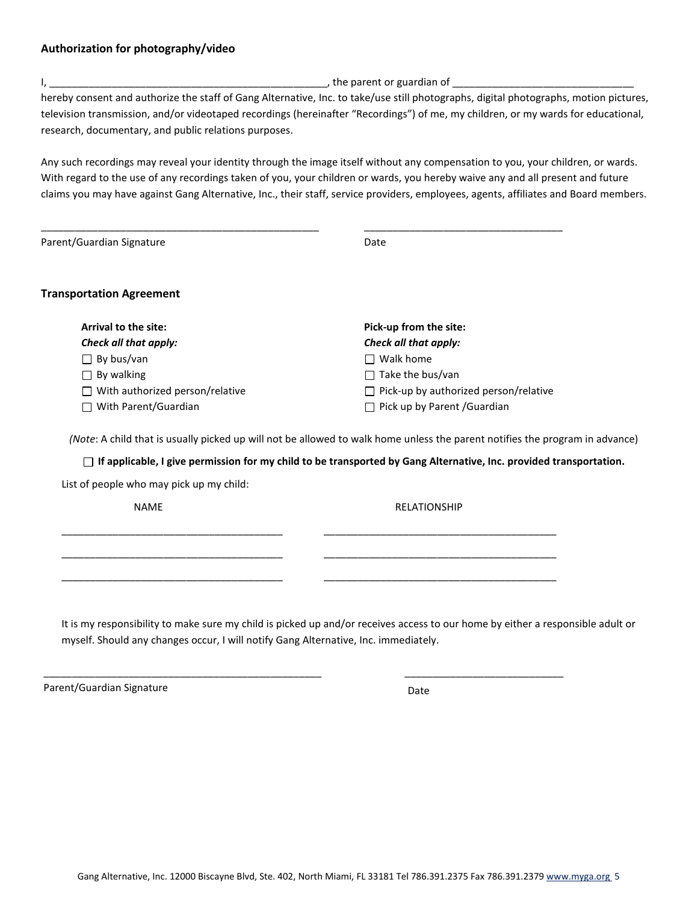### Authorization for photography/video

I, __________________________________________________, the parent or guardian of ________________________________ hereby consent and authorize the staff of Gang Alternative, Inc. to take/use still photographs, digital photographs, motion pictures, television transmission, and/or videotaped recordings (hereinafter "Recordings") of me, my children, or my wards for educational, research, documentary, and public relations purposes.

Any such recordings may reveal your identity through the image itself without any compensation to you, your children, or wards. With regard to the use of any recordings taken of you, your children or wards, you hereby waive any and all present and future claims you may have against Gang Alternative, Inc., their staff, service providers, employees, agents, affiliates and Board members.

___________________________________________________ ____________________________________

Parent/Guardian Signature Date

### Transportation Agreement

**Arrival to the site:**
***Check all that apply:***

- ☐ By bus/van
- ☐ By walking
- ☐ With authorized person/relative
- ☐ With Parent/Guardian

**Pick-up from the site:**
***Check all that apply:***

- ☐ Walk home
- ☐ Take the bus/van
- ☐ Pick-up by authorized person/relative
- ☐ Pick up by Parent /Guardian

(*Note*: A child that is usually picked up will not be allowed to walk home unless the parent notifies the program in advance)

☐ **If applicable, I give permission for my child to be transported by Gang Alternative, Inc. provided transportation.**

List of people who may pick up my child:

| NAME | RELATIONSHIP |
|---|---|
| ________________________________________ | __________________________________________ |
| ________________________________________ | __________________________________________ |
| ________________________________________ | __________________________________________ |

It is my responsibility to make sure my child is picked up and/or receives access to our home by either a responsible adult or myself. Should any changes occur, I will notify Gang Alternative, Inc. immediately.

___________________________________________________ _____________________________

Parent/Guardian Signature Date

Gang Alternative, Inc. 12000 Biscayne Blvd, Ste. 402, North Miami, FL 33181 Tel 786.391.2375 Fax 786.391.2379 www.myga.org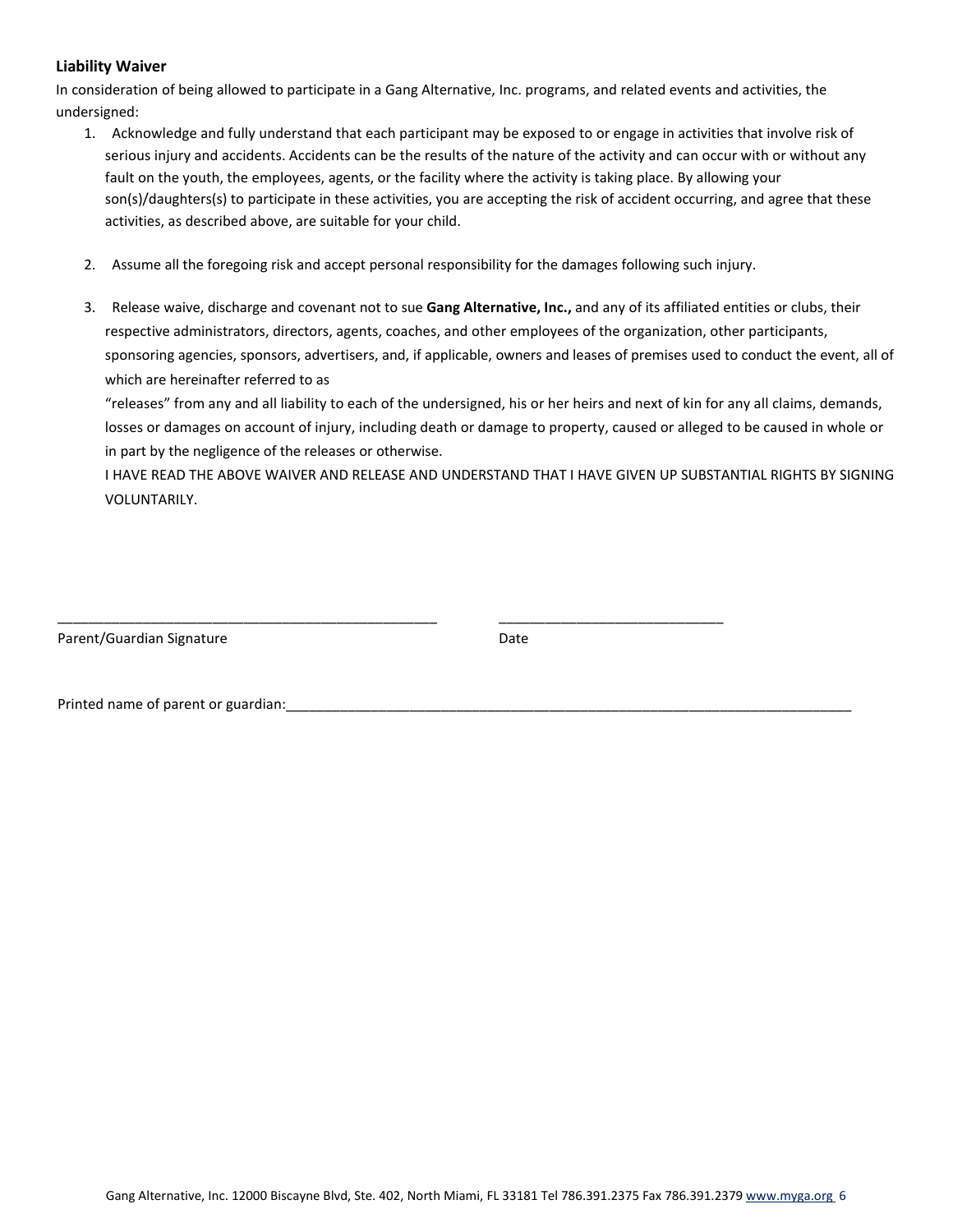**Liability Waiver**

In consideration of being allowed to participate in a Gang Alternative, Inc. programs, and related events and activities, the undersigned:

1. Acknowledge and fully understand that each participant may be exposed to or engage in activities that involve risk of serious injury and accidents. Accidents can be the results of the nature of the activity and can occur with or without any fault on the youth, the employees, agents, or the facility where the activity is taking place. By allowing your son(s)/daughters(s) to participate in these activities, you are accepting the risk of accident occurring, and agree that these activities, as described above, are suitable for your child.

2. Assume all the foregoing risk and accept personal responsibility for the damages following such injury.

3. Release waive, discharge and covenant not to sue **Gang Alternative, Inc.,** and any of its affiliated entities or clubs, their respective administrators, directors, agents, coaches, and other employees of the organization, other participants, sponsoring agencies, sponsors, advertisers, and, if applicable, owners and leases of premises used to conduct the event, all of which are hereinafter referred to as
   "releases" from any and all liability to each of the undersigned, his or her heirs and next of kin for any all claims, demands, losses or damages on account of injury, including death or damage to property, caused or alleged to be caused in whole or in part by the negligence of the releases or otherwise.
   I HAVE READ THE ABOVE WAIVER AND RELEASE AND UNDERSTAND THAT I HAVE GIVEN UP SUBSTANTIAL RIGHTS BY SIGNING VOLUNTARILY.

_______________________________________________ _____________________________

Parent/Guardian Signature Date

Printed name of parent or guardian:_______________________________________________________________________________

Gang Alternative, Inc. 12000 Biscayne Blvd, Ste. 402, North Miami, FL 33181 Tel 786.391.2375 Fax 786.391.2379 www.myga.org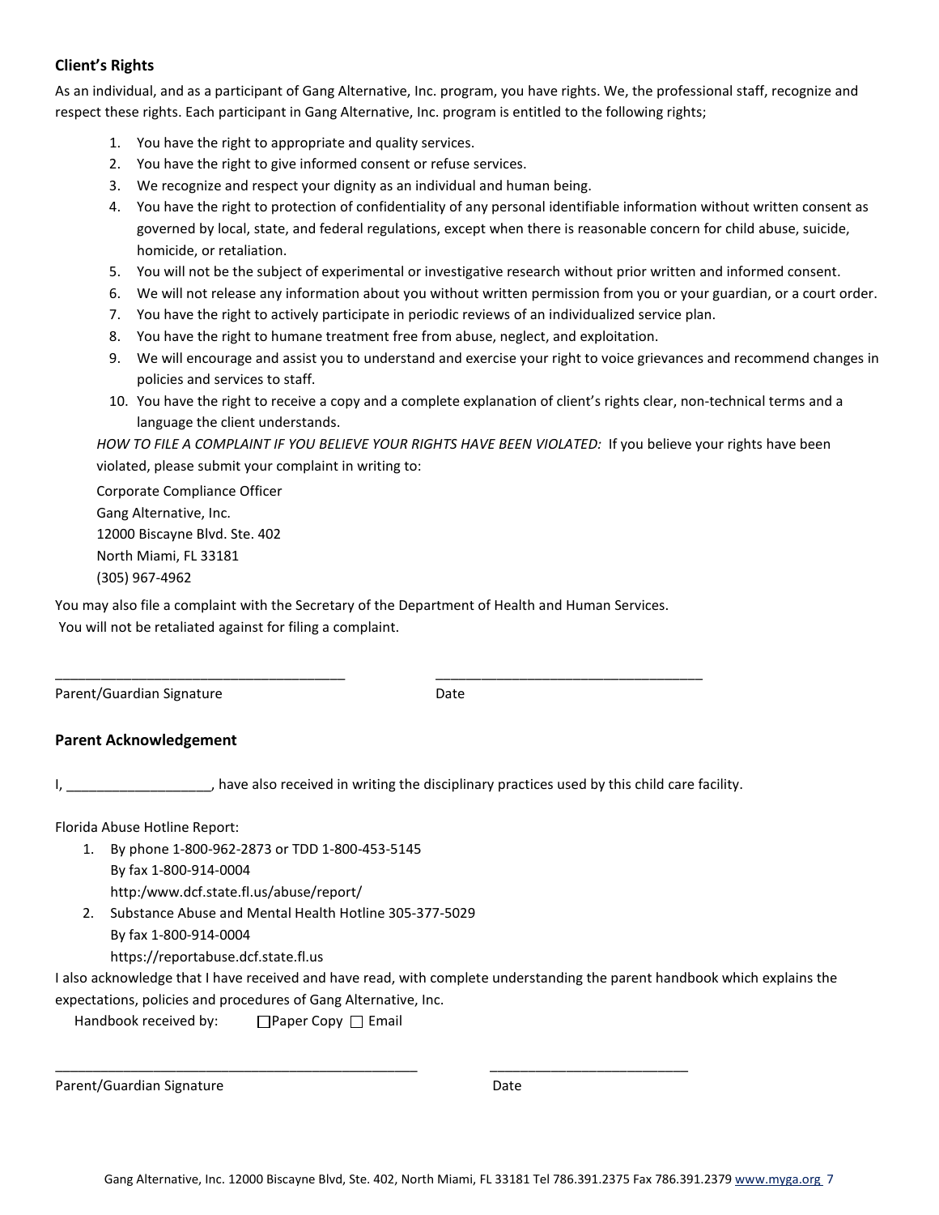### Client's Rights

As an individual, and as a participant of Gang Alternative, Inc. program, you have rights. We, the professional staff, recognize and respect these rights. Each participant in Gang Alternative, Inc. program is entitled to the following rights;

1. You have the right to appropriate and quality services.
2. You have the right to give informed consent or refuse services.
3. We recognize and respect your dignity as an individual and human being.
4. You have the right to protection of confidentiality of any personal identifiable information without written consent as governed by local, state, and federal regulations, except when there is reasonable concern for child abuse, suicide, homicide, or retaliation.
5. You will not be the subject of experimental or investigative research without prior written and informed consent.
6. We will not release any information about you without written permission from you or your guardian, or a court order.
7. You have the right to actively participate in periodic reviews of an individualized service plan.
8. You have the right to humane treatment free from abuse, neglect, and exploitation.
9. We will encourage and assist you to understand and exercise your right to voice grievances and recommend changes in policies and services to staff.
10. You have the right to receive a copy and a complete explanation of client's rights clear, non-technical terms and a language the client understands.

*HOW TO FILE A COMPLAINT IF YOU BELIEVE YOUR RIGHTS HAVE BEEN VIOLATED:* If you believe your rights have been violated, please submit your complaint in writing to:

Corporate Compliance Officer
Gang Alternative, Inc.
12000 Biscayne Blvd. Ste. 402
North Miami, FL 33181
(305) 967-4962

You may also file a complaint with the Secretary of the Department of Health and Human Services.
You will not be retaliated against for filing a complaint.

_______________________________________ _____________________________________

Parent/Guardian Signature Date

### Parent Acknowledgement

I, ___________________, have also received in writing the disciplinary practices used by this child care facility.

Florida Abuse Hotline Report:

1. By phone 1-800-962-2873 or TDD 1-800-453-5145
   By fax 1-800-914-0004
   http:/www.dcf.state.fl.us/abuse/report/
2. Substance Abuse and Mental Health Hotline 305-377-5029
   By fax 1-800-914-0004
   https://reportabuse.dcf.state.fl.us

I also acknowledge that I have received and have read, with complete understanding the parent handbook which explains the expectations, policies and procedures of Gang Alternative, Inc.

Handbook received by: ☐ Paper Copy ☐ Email

_________________________________________________ ___________________________

Parent/Guardian Signature Date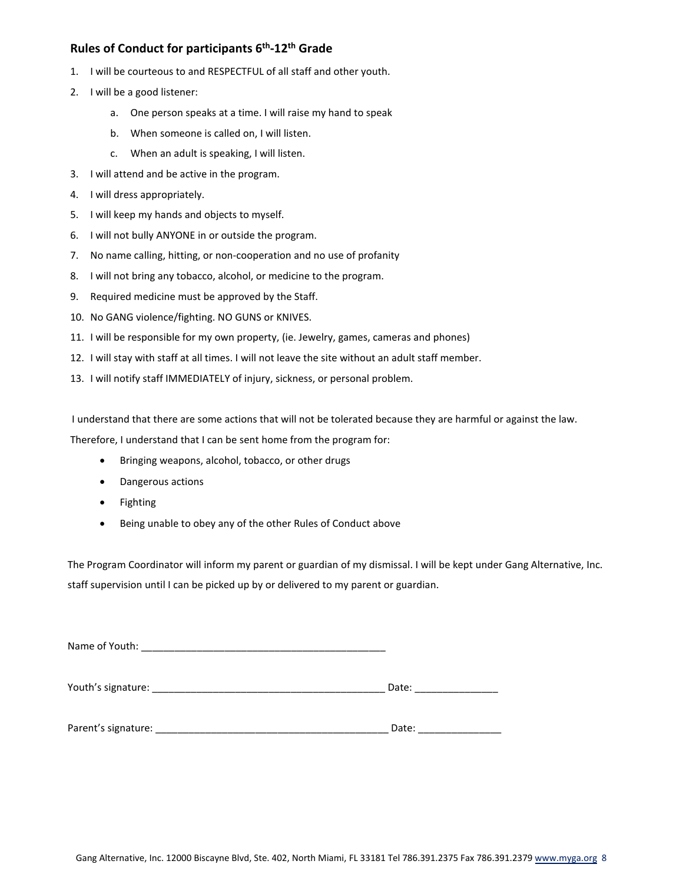## Rules of Conduct for participants 6th-12th Grade

1. I will be courteous to and RESPECTFUL of all staff and other youth.
2. I will be a good listener:
   a. One person speaks at a time. I will raise my hand to speak
   b. When someone is called on, I will listen.
   c. When an adult is speaking, I will listen.
3. I will attend and be active in the program.
4. I will dress appropriately.
5. I will keep my hands and objects to myself.
6. I will not bully ANYONE in or outside the program.
7. No name calling, hitting, or non-cooperation and no use of profanity
8. I will not bring any tobacco, alcohol, or medicine to the program.
9. Required medicine must be approved by the Staff.
10. No GANG violence/fighting. NO GUNS or KNIVES.
11. I will be responsible for my own property, (ie. Jewelry, games, cameras and phones)
12. I will stay with staff at all times. I will not leave the site without an adult staff member.
13. I will notify staff IMMEDIATELY of injury, sickness, or personal problem.

I understand that there are some actions that will not be tolerated because they are harmful or against the law. Therefore, I understand that I can be sent home from the program for:

- Bringing weapons, alcohol, tobacco, or other drugs
- Dangerous actions
- Fighting
- Being unable to obey any of the other Rules of Conduct above

The Program Coordinator will inform my parent or guardian of my dismissal. I will be kept under Gang Alternative, Inc. staff supervision until I can be picked up by or delivered to my parent or guardian.

Name of Youth: ____________________________________________

Youth's signature: ___________________________________________ Date: _______________

Parent's signature: ___________________________________________ Date: _______________

Gang Alternative, Inc. 12000 Biscayne Blvd, Ste. 402, North Miami, FL 33181 Tel 786.391.2375 Fax 786.391.2379 www.myga.org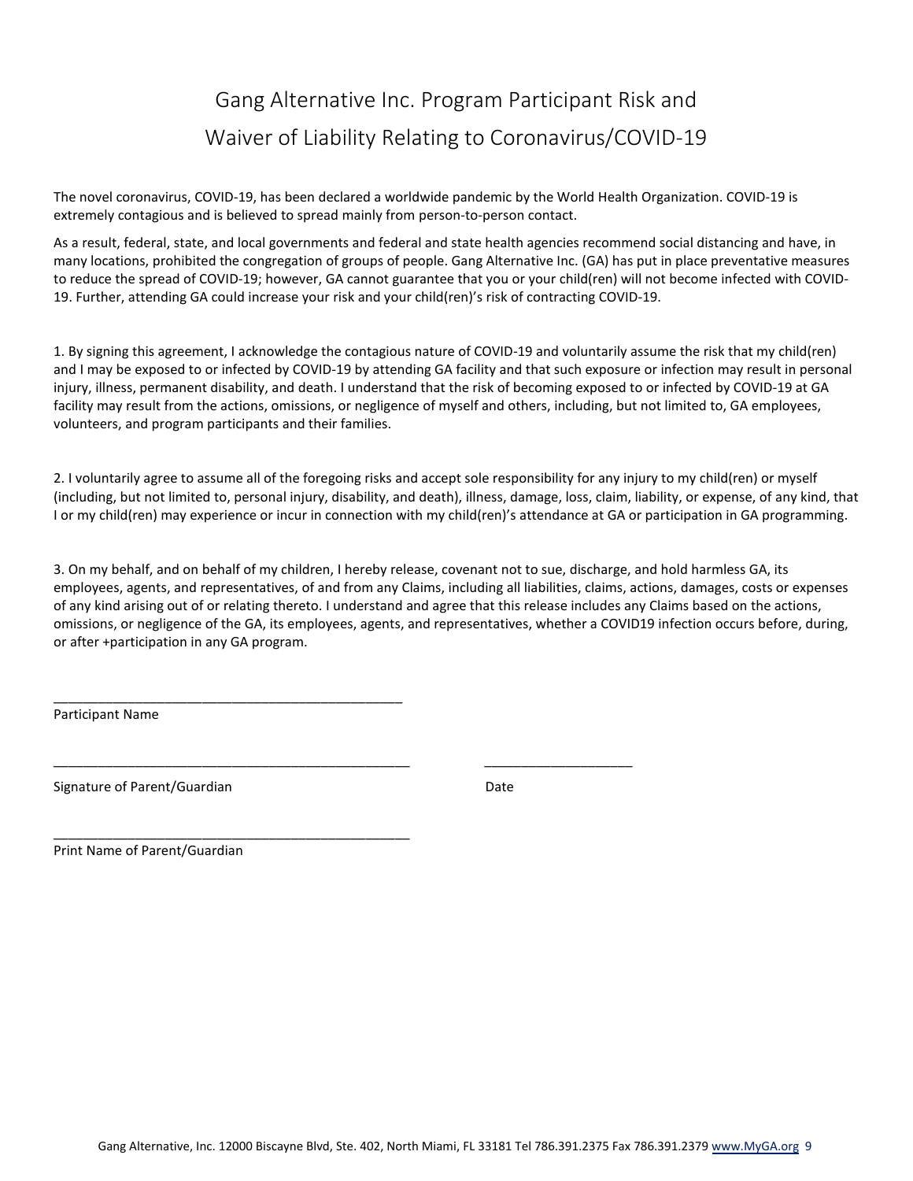# Gang Alternative Inc. Program Participant Risk and Waiver of Liability Relating to Coronavirus/COVID-19

The novel coronavirus, COVID-19, has been declared a worldwide pandemic by the World Health Organization. COVID-19 is extremely contagious and is believed to spread mainly from person-to-person contact.

As a result, federal, state, and local governments and federal and state health agencies recommend social distancing and have, in many locations, prohibited the congregation of groups of people. Gang Alternative Inc. (GA) has put in place preventative measures to reduce the spread of COVID-19; however, GA cannot guarantee that you or your child(ren) will not become infected with COVID-19. Further, attending GA could increase your risk and your child(ren)'s risk of contracting COVID-19.

1. By signing this agreement, I acknowledge the contagious nature of COVID-19 and voluntarily assume the risk that my child(ren) and I may be exposed to or infected by COVID-19 by attending GA facility and that such exposure or infection may result in personal injury, illness, permanent disability, and death. I understand that the risk of becoming exposed to or infected by COVID-19 at GA facility may result from the actions, omissions, or negligence of myself and others, including, but not limited to, GA employees, volunteers, and program participants and their families.

2. I voluntarily agree to assume all of the foregoing risks and accept sole responsibility for any injury to my child(ren) or myself (including, but not limited to, personal injury, disability, and death), illness, damage, loss, claim, liability, or expense, of any kind, that I or my child(ren) may experience or incur in connection with my child(ren)'s attendance at GA or participation in GA programming.

3. On my behalf, and on behalf of my children, I hereby release, covenant not to sue, discharge, and hold harmless GA, its employees, agents, and representatives, of and from any Claims, including all liabilities, claims, actions, damages, costs or expenses of any kind arising out of or relating thereto. I understand and agree that this release includes any Claims based on the actions, omissions, or negligence of the GA, its employees, agents, and representatives, whether a COVID19 infection occurs before, during, or after +participation in any GA program.

_______________________________________________
Participant Name

_______________________________________________ ____________________
Signature of Parent/Guardian Date

_______________________________________________
Print Name of Parent/Guardian

Gang Alternative, Inc. 12000 Biscayne Blvd, Ste. 402, North Miami, FL 33181 Tel 786.391.2375 Fax 786.391.2379 www.MyGA.org